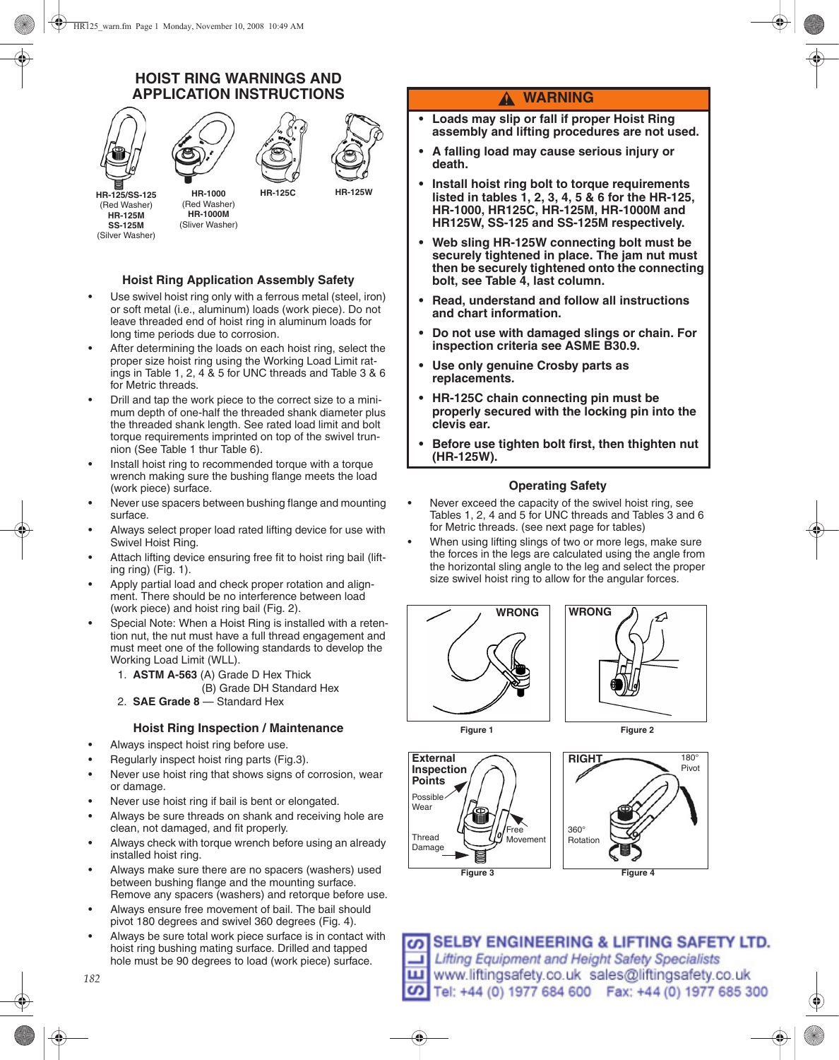# HOIST RING WARNINGS AND APPLICATION INSTRUCTIONS

HR-125/SS-125 (Red Washer) HR-125M SS-125M (Silver Washer)

HR-1000 (Red Washer) HR-1000M (Sliver Washer)

HR-125C

HR-125W

### Hoist Ring Application Assembly Safety

- Use swivel hoist ring only with a ferrous metal (steel, iron) or soft metal (i.e., aluminum) loads (work piece). Do not leave threaded end of hoist ring in aluminum loads for long time periods due to corrosion.
- After determining the loads on each hoist ring, select the proper size hoist ring using the Working Load Limit ratings in Table 1, 2, 4 & 5 for UNC threads and Table 3 & 6 for Metric threads.
- Drill and tap the work piece to the correct size to a minimum depth of one-half the threaded shank diameter plus the threaded shank length. See rated load limit and bolt torque requirements imprinted on top of the swivel trunnion (See Table 1 thur Table 6).
- Install hoist ring to recommended torque with a torque wrench making sure the bushing flange meets the load (work piece) surface.
- Never use spacers between bushing flange and mounting surface.
- Always select proper load rated lifting device for use with Swivel Hoist Ring.
- Attach lifting device ensuring free fit to hoist ring bail (lifting ring) (Fig. 1).
- Apply partial load and check proper rotation and alignment. There should be no interference between load (work piece) and hoist ring bail (Fig. 2).
- Special Note: When a Hoist Ring is installed with a retention nut, the nut must have a full thread engagement and must meet one of the following standards to develop the Working Load Limit (WLL).
  1. **ASTM A-563** (A) Grade D Hex Thick
     (B) Grade DH Standard Hex
  2. **SAE Grade 8** — Standard Hex

### Hoist Ring Inspection / Maintenance

- Always inspect hoist ring before use.
- Regularly inspect hoist ring parts (Fig.3).
- Never use hoist ring that shows signs of corrosion, wear or damage.
- Never use hoist ring if bail is bent or elongated.
- Always be sure threads on shank and receiving hole are clean, not damaged, and fit properly.
- Always check with torque wrench before using an already installed hoist ring.
- Always make sure there are no spacers (washers) used between bushing flange and the mounting surface. Remove any spacers (washers) and retorque before use.
- Always ensure free movement of bail. The bail should pivot 180 degrees and swivel 360 degrees (Fig. 4).
- Always be sure total work piece surface is in contact with hoist ring bushing mating surface. Drilled and tapped hole must be 90 degrees to load (work piece) surface.

## ⚠ WARNING

- **Loads may slip or fall if proper Hoist Ring assembly and lifting procedures are not used.**
- **A falling load may cause serious injury or death.**
- **Install hoist ring bolt to torque requirements listed in tables 1, 2, 3, 4, 5 & 6 for the HR-125, HR-1000, HR125C, HR-125M, HR-1000M and HR125W, SS-125 and SS-125M respectively.**
- **Web sling HR-125W connecting bolt must be securely tightened in place. The jam nut must then be securely tightened onto the connecting bolt, see Table 4, last column.**
- **Read, understand and follow all instructions and chart information.**
- **Do not use with damaged slings or chain. For inspection criteria see ASME B30.9.**
- **Use only genuine Crosby parts as replacements.**
- **HR-125C chain connecting pin must be properly secured with the locking pin into the clevis ear.**
- **Before use tighten bolt first, then thighten nut (HR-125W).**

### Operating Safety

- Never exceed the capacity of the swivel hoist ring, see Tables 1, 2, 4 and 5 for UNC threads and Tables 3 and 6 for Metric threads. (see next page for tables)
- When using lifting slings of two or more legs, make sure the forces in the legs are calculated using the angle from the horizontal sling angle to the leg and select the proper size swivel hoist ring to allow for the angular forces.

WRONG

Figure 1

WRONG

Figure 2

External Inspection Points — Possible Wear — Thread Damage — Free Movement

Figure 3

RIGHT — 180° Pivot — 360° Rotation

Figure 4

**SELBY ENGINEERING & LIFTING SAFETY LTD.**
*Lifting Equipment and Height Safety Specialists*
www.liftingsafety.co.uk sales@liftingsafety.co.uk
Tel: +44 (0) 1977 684 600 Fax: +44 (0) 1977 685 300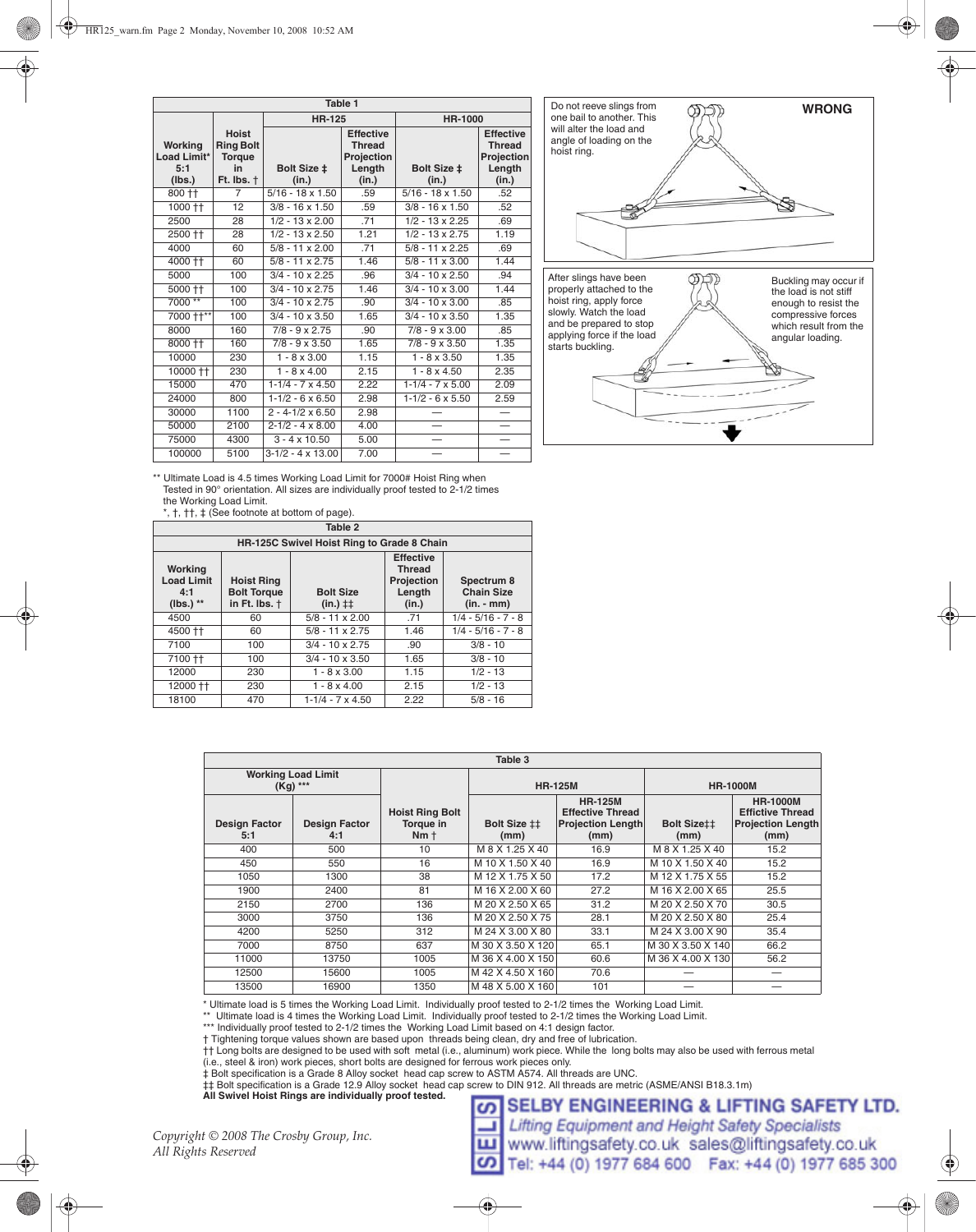| Table 1 | | | | | |
|---|---|---|---|---|---|
| | | HR-125 | | HR-1000 | |
| Working Load Limit* 5:1 (lbs.) | Hoist Ring Bolt Torque in Ft. lbs. † | Bolt Size ‡ (in.) | Effective Thread Projection Length (in.) | Bolt Size ‡ (in.) | Effective Thread Projection Length (in.) |
| 800 †† | 7 | 5/16 - 18 x 1.50 | .59 | 5/16 - 18 x 1.50 | .52 |
| 1000 †† | 12 | 3/8 - 16 x 1.50 | .59 | 3/8 - 16 x 1.50 | .52 |
| 2500 | 28 | 1/2 - 13 x 2.00 | .71 | 1/2 - 13 x 2.25 | .69 |
| 2500 †† | 28 | 1/2 - 13 x 2.50 | 1.21 | 1/2 - 13 x 2.75 | 1.19 |
| 4000 | 60 | 5/8 - 11 x 2.00 | .71 | 5/8 - 11 x 2.25 | .69 |
| 4000 †† | 60 | 5/8 - 11 x 2.75 | 1.46 | 5/8 - 11 x 3.00 | 1.44 |
| 5000 | 100 | 3/4 - 10 x 2.25 | .96 | 3/4 - 10 x 2.50 | .94 |
| 5000 †† | 100 | 3/4 - 10 x 2.75 | 1.46 | 3/4 - 10 x 3.00 | 1.44 |
| 7000 ** | 100 | 3/4 - 10 x 2.75 | .90 | 3/4 - 10 x 3.00 | .85 |
| 7000 ††** | 100 | 3/4 - 10 x 3.50 | 1.65 | 3/4 - 10 x 3.50 | 1.35 |
| 8000 | 160 | 7/8 - 9 x 2.75 | .90 | 7/8 - 9 x 3.00 | .85 |
| 8000 †† | 160 | 7/8 - 9 x 3.50 | 1.65 | 7/8 - 9 x 3.50 | 1.35 |
| 10000 | 230 | 1 - 8 x 3.00 | 1.15 | 1 - 8 x 3.50 | 1.35 |
| 10000 †† | 230 | 1 - 8 x 4.00 | 2.15 | 1 - 8 x 4.50 | 2.35 |
| 15000 | 470 | 1-1/4 - 7 x 4.50 | 2.22 | 1-1/4 - 7 x 5.00 | 2.09 |
| 24000 | 800 | 1-1/2 - 6 x 6.50 | 2.98 | 1-1/2 - 6 x 5.50 | 2.59 |
| 30000 | 1100 | 2 - 4-1/2 x 6.50 | 2.98 | — | — |
| 50000 | 2100 | 2-1/2 - 4 x 8.00 | 4.00 | — | — |
| 75000 | 4300 | 3 - 4 x 10.50 | 5.00 | — | — |
| 100000 | 5100 | 3-1/2 - 4 x 13.00 | 7.00 | — | — |

** Ultimate Load is 4.5 times Working Load Limit for 7000# Hoist Ring when Tested in 90° orientation. All sizes are individually proof tested to 2-1/2 times the Working Load Limit.
*, †, ††, ‡ (See footnote at bottom of page).

Do not reeve slings from one bail to another. This will alter the load and angle of loading on the hoist ring.

**WRONG**

After slings have been properly attached to the hoist ring, apply force slowly. Watch the load and be prepared to stop applying force if the load starts buckling.

Buckling may occur if the load is not stiff enough to resist the compressive forces which result from the angular loading.

| Table 2 | | | | |
|---|---|---|---|---|
| HR-125C Swivel Hoist Ring to Grade 8 Chain | | | | |
| Working Load Limit 4:1 (lbs.) ** | Hoist Ring Bolt Torque in Ft. lbs. † | Bolt Size (in.) ‡‡ | Effective Thread Projection Length (in.) | Spectrum 8 Chain Size (in. - mm) |
| 4500 | 60 | 5/8 - 11 x 2.00 | .71 | 1/4 - 5/16 - 7 - 8 |
| 4500 †† | 60 | 5/8 - 11 x 2.75 | 1.46 | 1/4 - 5/16 - 7 - 8 |
| 7100 | 100 | 3/4 - 10 x 2.75 | .90 | 3/8 - 10 |
| 7100 †† | 100 | 3/4 - 10 x 3.50 | 1.65 | 3/8 - 10 |
| 12000 | 230 | 1 - 8 x 3.00 | 1.15 | 1/2 - 13 |
| 12000 †† | 230 | 1 - 8 x 4.00 | 2.15 | 1/2 - 13 |
| 18100 | 470 | 1-1/4 - 7 x 4.50 | 2.22 | 5/8 - 16 |

| Table 3 | | | | | | |
|---|---|---|---|---|---|---|
| Working Load Limit (Kg) *** | | | HR-125M | | HR-1000M | |
| Design Factor 5:1 | Design Factor 4:1 | Hoist Ring Bolt Torque in Nm † | Bolt Size ‡‡ (mm) | HR-125M Effective Thread Projection Length (mm) | Bolt Size‡‡ (mm) | HR-1000M Effective Thread Projection Length (mm) |
| 400 | 500 | 10 | M 8 X 1.25 X 40 | 16.9 | M 8 X 1.25 X 40 | 15.2 |
| 450 | 550 | 16 | M 10 X 1.50 X 40 | 16.9 | M 10 X 1.50 X 40 | 15.2 |
| 1050 | 1300 | 38 | M 12 X 1.75 X 50 | 17.2 | M 12 X 1.75 X 55 | 15.2 |
| 1900 | 2400 | 81 | M 16 X 2.00 X 60 | 27.2 | M 16 X 2.00 X 65 | 25.5 |
| 2150 | 2700 | 136 | M 20 X 2.50 X 65 | 31.2 | M 20 X 2.50 X 70 | 30.5 |
| 3000 | 3750 | 136 | M 20 X 2.50 X 75 | 28.1 | M 20 X 2.50 X 80 | 25.4 |
| 4200 | 5250 | 312 | M 24 X 3.00 X 80 | 33.1 | M 24 X 3.00 X 90 | 35.4 |
| 7000 | 8750 | 637 | M 30 X 3.50 X 120 | 65.1 | M 30 X 3.50 X 140 | 66.2 |
| 11000 | 13750 | 1005 | M 36 X 4.00 X 150 | 60.6 | M 36 X 4.00 X 130 | 56.2 |
| 12500 | 15600 | 1005 | M 42 X 4.50 X 160 | 70.6 | — | — |
| 13500 | 16900 | 1350 | M 48 X 5.00 X 160 | 101 | — | — |

\* Ultimate load is 5 times the Working Load Limit. Individually proof tested to 2-1/2 times the Working Load Limit.
** Ultimate load is 4 times the Working Load Limit. Individually proof tested to 2-1/2 times the Working Load Limit.
*** Individually proof tested to 2-1/2 times the Working Load Limit based on 4:1 design factor.
† Tightening torque values shown are based upon threads being clean, dry and free of lubrication.
†† Long bolts are designed to be used with soft metal (i.e., aluminum) work piece. While the long bolts may also be used with ferrous metal (i.e., steel & iron) work pieces, short bolts are designed for ferrous work pieces only.
‡ Bolt specification is a Grade 8 Alloy socket head cap screw to ASTM A574. All threads are UNC.
‡‡ Bolt specification is a Grade 12.9 Alloy socket head cap screw to DIN 912. All threads are metric (ASME/ANSI B18.3.1m)
**All Swivel Hoist Rings are individually proof tested.**

*Copyright © 2008 The Crosby Group, Inc.*
*All Rights Reserved*

**SELBY ENGINEERING & LIFTING SAFETY LTD.**
*Lifting Equipment and Height Safety Specialists*
www.liftingsafety.co.uk sales@liftingsafety.co.uk
Tel: +44 (0) 1977 684 600 Fax: +44 (0) 1977 685 300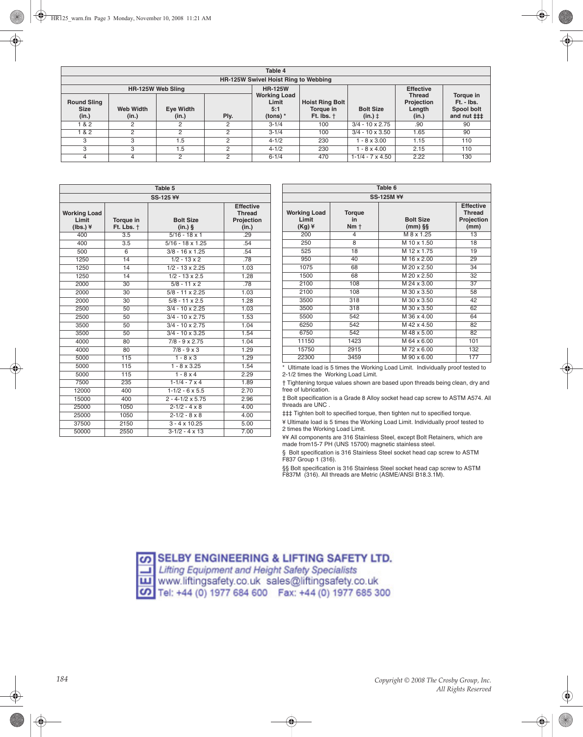**Table 4**

**HR-125W Swivel Hoist Ring to Webbing**

| HR-125W Web Sling | | | | HR-125W Working Load Limit 5:1 (tons) * | Hoist Ring Bolt Torque in Ft. lbs. † | Bolt Size (in.) ‡ | Effective Thread Projection Length (in.) | Torque in Ft. - lbs. Spool bolt and nut ‡‡‡ |
|---|---|---|---|---|---|---|---|---|
| Round Sling Size (in.) | Web Width (in.) | Eye Width (in.) | Ply. | | | | | |
| 1 & 2 | 2 | 2 | 2 | 3-1/4 | 100 | 3/4 - 10 x 2.75 | .90 | 90 |
| 1 & 2 | 2 | 2 | 2 | 3-1/4 | 100 | 3/4 - 10 x 3.50 | 1.65 | 90 |
| 3 | 3 | 1.5 | 2 | 4-1/2 | 230 | 1 - 8 x 3.00 | 1.15 | 110 |
| 3 | 3 | 1.5 | 2 | 4-1/2 | 230 | 1 - 8 x 4.00 | 2.15 | 110 |
| 4 | 4 | 2 | 2 | 6-1/4 | 470 | 1-1/4 - 7 x 4.50 | 2.22 | 130 |

**Table 5**

**SS-125 ¥¥**

| Working Load Limit (lbs.) ¥ | Torque in Ft. Lbs. † | Bolt Size (in.) § | Effective Thread Projection (in.) |
|---|---|---|---|
| 400 | 3.5 | 5/16 - 18 x 1 | .29 |
| 400 | 3.5 | 5/16 - 18 x 1.25 | .54 |
| 500 | 6 | 3/8 - 16 x 1.25 | .54 |
| 1250 | 14 | 1/2 - 13 x 2 | .78 |
| 1250 | 14 | 1/2 - 13 x 2.25 | 1.03 |
| 1250 | 14 | 1/2 - 13 x 2.5 | 1.28 |
| 2000 | 30 | 5/8 - 11 x 2 | .78 |
| 2000 | 30 | 5/8 - 11 x 2.25 | 1.03 |
| 2000 | 30 | 5/8 - 11 x 2.5 | 1.28 |
| 2500 | 50 | 3/4 - 10 x 2.25 | 1.03 |
| 2500 | 50 | 3/4 - 10 x 2.75 | 1.53 |
| 3500 | 50 | 3/4 - 10 x 2.75 | 1.04 |
| 3500 | 50 | 3/4 - 10 x 3.25 | 1.54 |
| 4000 | 80 | 7/8 - 9 x 2.75 | 1.04 |
| 4000 | 80 | 7/8 - 9 x 3 | 1.29 |
| 5000 | 115 | 1 - 8 x 3 | 1.29 |
| 5000 | 115 | 1 - 8 x 3.25 | 1.54 |
| 5000 | 115 | 1 - 8 x 4 | 2.29 |
| 7500 | 235 | 1-1/4 - 7 x 4 | 1.89 |
| 12000 | 400 | 1-1/2 - 6 x 5.5 | 2.70 |
| 15000 | 400 | 2 - 4-1/2 x 5.75 | 2.96 |
| 25000 | 1050 | 2-1/2 - 4 x 8 | 4.00 |
| 25000 | 1050 | 2-1/2 - 8 x 8 | 4.00 |
| 37500 | 2150 | 3 - 4 x 10.25 | 5.00 |
| 50000 | 2550 | 3-1/2 - 4 x 13 | 7.00 |

**Table 6**

**SS-125M ¥¥**

| Working Load Limit (Kg) ¥ | Torque in Nm † | Bolt Size (mm) §§ | Effective Thread Projection (mm) |
|---|---|---|---|
| 200 | 4 | M 8 x 1.25 | 13 |
| 250 | 8 | M 10 x 1.50 | 18 |
| 525 | 18 | M 12 x 1.75 | 19 |
| 950 | 40 | M 16 x 2.00 | 29 |
| 1075 | 68 | M 20 x 2.50 | 34 |
| 1500 | 68 | M 20 x 2.50 | 32 |
| 2100 | 108 | M 24 x 3.00 | 37 |
| 2100 | 108 | M 30 x 3.50 | 58 |
| 3500 | 318 | M 30 x 3.50 | 42 |
| 3500 | 318 | M 30 x 3.50 | 62 |
| 5500 | 542 | M 36 x 4.00 | 64 |
| 6250 | 542 | M 42 x 4.50 | 82 |
| 6750 | 542 | M 48 x 5.00 | 82 |
| 11150 | 1423 | M 64 x 6.00 | 101 |
| 15750 | 2915 | M 72 x 6.00 | 132 |
| 22300 | 3459 | M 90 x 6.00 | 177 |

\* Ultimate load is 5 times the Working Load Limit. Individually proof tested to 2-1/2 times the Working Load Limit.

† Tightening torque values shown are based upon threads being clean, dry and free of lubrication.

‡ Bolt specification is a Grade 8 Alloy socket head cap screw to ASTM A574. All threads are UNC .

‡‡‡ Tighten bolt to specified torque, then tighten nut to specified torque.

¥ Ultimate load is 5 times the Working Load Limit. Individually proof tested to 2 times the Working Load Limit.

¥¥ All components are 316 Stainless Steel, except Bolt Retainers, which are made from15-7 PH (UNS 15700) magnetic stainless steel.

§ Bolt specification is 316 Stainless Steel socket head cap screw to ASTM F837 Group 1 (316).

§§ Bolt specification is 316 Stainless Steel socket head cap screw to ASTM F837M (316). All threads are Metric (ASME/ANSI B18.3.1M).

**SELBY ENGINEERING & LIFTING SAFETY LTD.**
*Lifting Equipment and Height Safety Specialists*
www.liftingsafety.co.uk sales@liftingsafety.co.uk
Tel: +44 (0) 1977 684 600 Fax: +44 (0) 1977 685 300

*Copyright © 2008 The Crosby Group, Inc. All Rights Reserved*